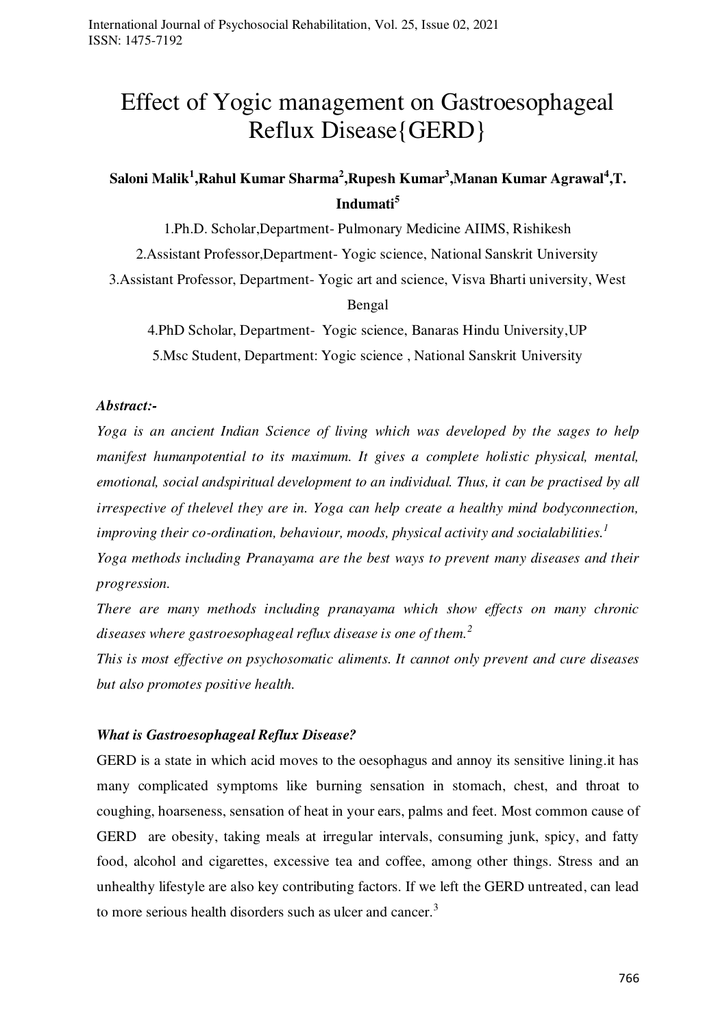# Effect of Yogic management on Gastroesophageal Reflux Disease{GERD}

**Saloni Malik[1],Rahul Kumar Sharma[2],Rupesh Kumar[3],Manan Kumar Agrawal[4],T. Indumati[5]**

1.Ph.D. Scholar,Department- Pulmonary Medicine AIIMS, Rishikesh

2.Assistant Professor,Department- Yogic science, National Sanskrit University

3.Assistant Professor, Department- Yogic art and science, Visva Bharti university, West Bengal

4.PhD Scholar, Department- Yogic science, Banaras Hindu University,UP

5.Msc Student, Department: Yogic science , National Sanskrit University

***Abstract:-***

*Yoga is an ancient Indian Science of living which was developed by the sages to help manifest humanpotential to its maximum. It gives a complete holistic physical, mental, emotional, social andspiritual development to an individual. Thus, it can be practised by all irrespective of thelevel they are in. Yoga can help create a healthy mind bodyconnection, improving their co-ordination, behaviour, moods, physical activity and socialabilities.[1]*

*Yoga methods including Pranayama are the best ways to prevent many diseases and their progression.*

*There are many methods including pranayama which show effects on many chronic diseases where gastroesophageal reflux disease is one of them.[2]*

*This is most effective on psychosomatic aliments. It cannot only prevent and cure diseases but also promotes positive health.*

***What is Gastroesophageal Reflux Disease?***

GERD is a state in which acid moves to the oesophagus and annoy its sensitive lining.it has many complicated symptoms like burning sensation in stomach, chest, and throat to coughing, hoarseness, sensation of heat in your ears, palms and feet. Most common cause of GERD are obesity, taking meals at irregular intervals, consuming junk, spicy, and fatty food, alcohol and cigarettes, excessive tea and coffee, among other things. Stress and an unhealthy lifestyle are also key contributing factors. If we left the GERD untreated, can lead to more serious health disorders such as ulcer and cancer.[3]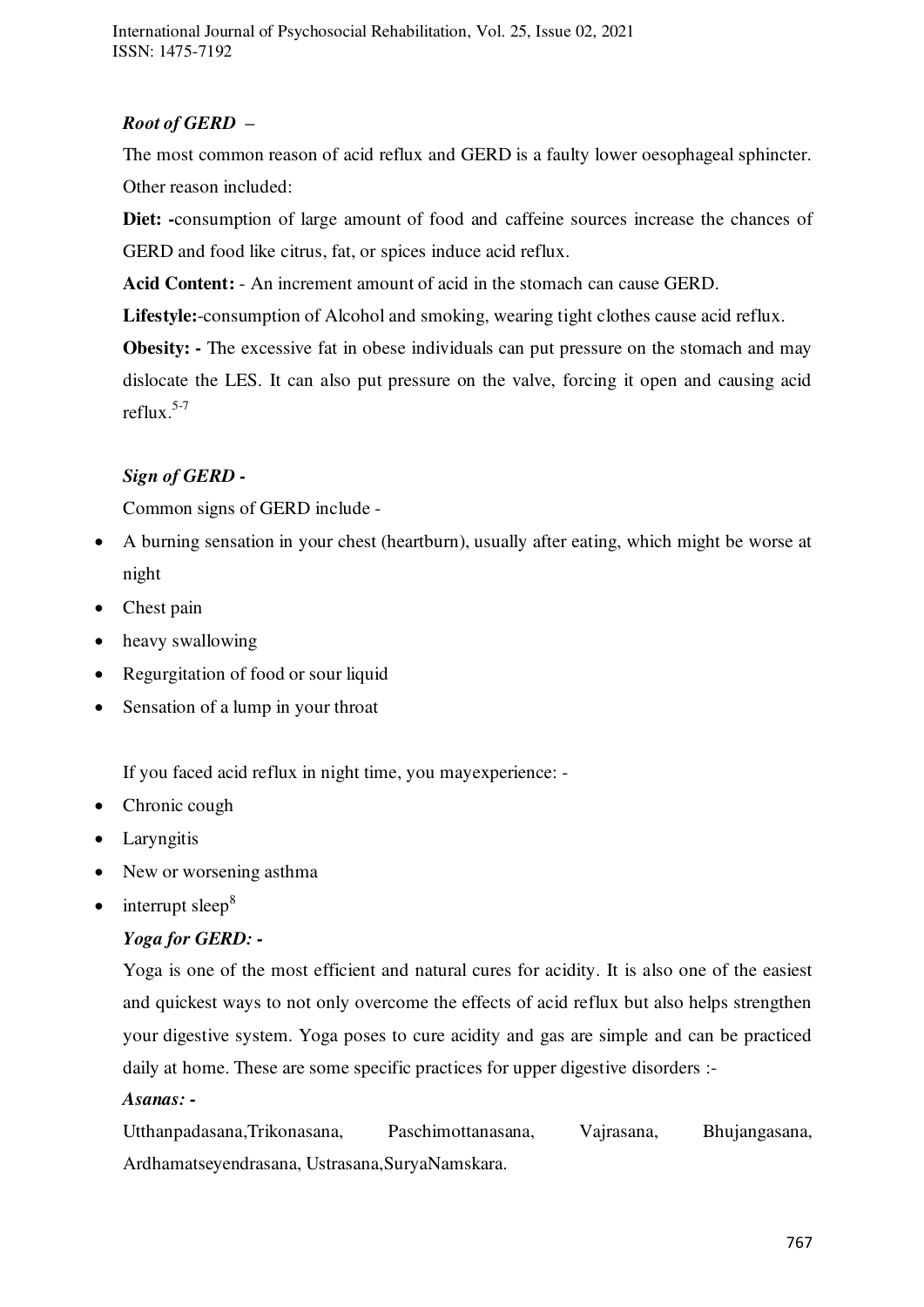***Root of GERD –***

The most common reason of acid reflux and GERD is a faulty lower oesophageal sphincter. Other reason included:

**Diet: -**consumption of large amount of food and caffeine sources increase the chances of GERD and food like citrus, fat, or spices induce acid reflux.

**Acid Content:** - An increment amount of acid in the stomach can cause GERD.

**Lifestyle:**-consumption of Alcohol and smoking, wearing tight clothes cause acid reflux.

**Obesity: -** The excessive fat in obese individuals can put pressure on the stomach and may dislocate the LES. It can also put pressure on the valve, forcing it open and causing acid reflux.[5-7]

***Sign of GERD -***

Common signs of GERD include -

- A burning sensation in your chest (heartburn), usually after eating, which might be worse at night
- Chest pain
- heavy swallowing
- Regurgitation of food or sour liquid
- Sensation of a lump in your throat

If you faced acid reflux in night time, you mayexperience: -

- Chronic cough
- Laryngitis
- New or worsening asthma
- interrupt sleep[8]

***Yoga for GERD: -***

Yoga is one of the most efficient and natural cures for acidity. It is also one of the easiest and quickest ways to not only overcome the effects of acid reflux but also helps strengthen your digestive system. Yoga poses to cure acidity and gas are simple and can be practiced daily at home. These are some specific practices for upper digestive disorders :-

***Asanas: -***

Utthanpadasana,Trikonasana, Paschimottanasana, Vajrasana, Bhujangasana, Ardhamatseyendrasana, Ustrasana,SuryaNamskara.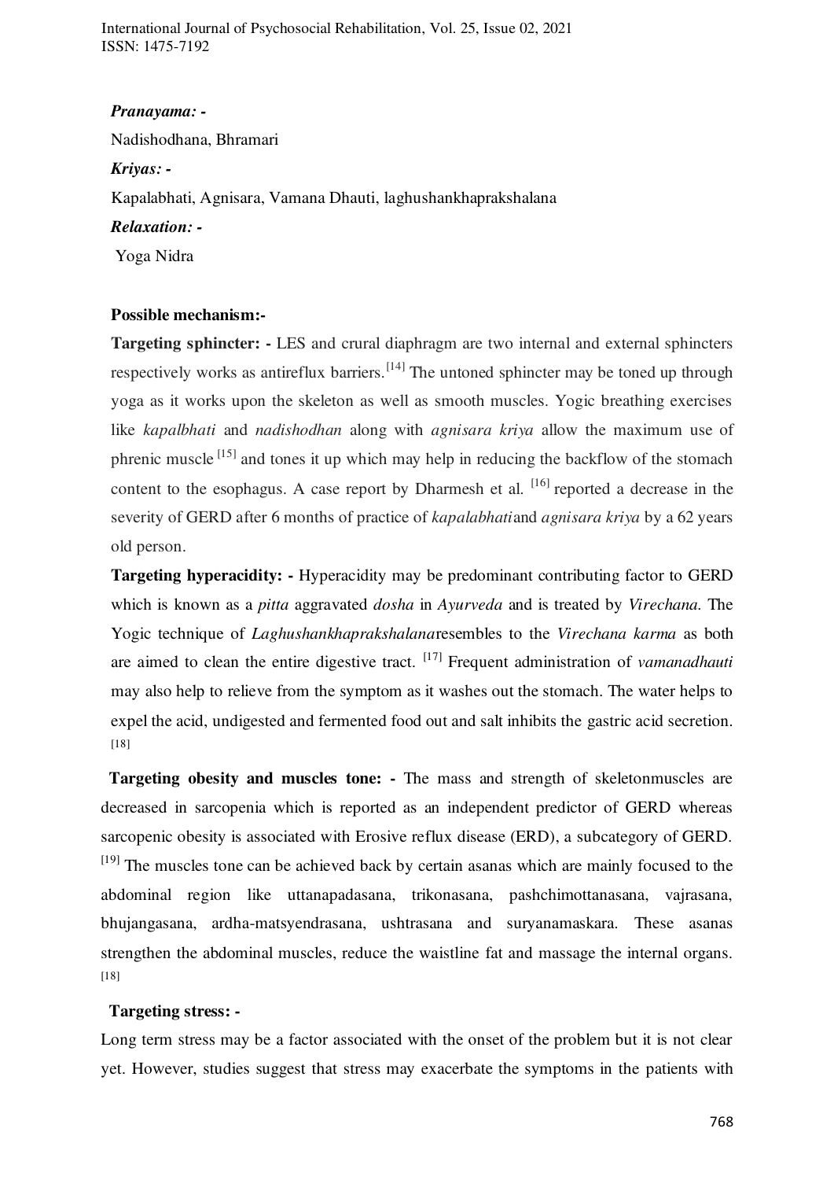***Pranayama: -***

Nadishodhana, Bhramari

***Kriyas: -***

Kapalabhati, Agnisara, Vamana Dhauti, laghushankhaprakshalana

***Relaxation: -***

Yoga Nidra

**Possible mechanism:-**

**Targeting sphincter: -** LES and crural diaphragm are two internal and external sphincters respectively works as antireflux barriers.[14] The untoned sphincter may be toned up through yoga as it works upon the skeleton as well as smooth muscles. Yogic breathing exercises like *kapalbhati* and *nadishodhan* along with *agnisara kriya* allow the maximum use of phrenic muscle [15] and tones it up which may help in reducing the backflow of the stomach content to the esophagus. A case report by Dharmesh et al. [16] reported a decrease in the severity of GERD after 6 months of practice of *kapalabhati*and *agnisara kriya* by a 62 years old person.

**Targeting hyperacidity: -** Hyperacidity may be predominant contributing factor to GERD which is known as a *pitta* aggravated *dosha* in *Ayurveda* and is treated by *Virechana*. The Yogic technique of *Laghushankhaprakshalana*resembles to the *Virechana karma* as both are aimed to clean the entire digestive tract. [17] Frequent administration of *vamanadhauti* may also help to relieve from the symptom as it washes out the stomach. The water helps to expel the acid, undigested and fermented food out and salt inhibits the gastric acid secretion. [18]

**Targeting obesity and muscles tone: -** The mass and strength of skeletonmuscles are decreased in sarcopenia which is reported as an independent predictor of GERD whereas sarcopenic obesity is associated with Erosive reflux disease (ERD), a subcategory of GERD. [19] The muscles tone can be achieved back by certain asanas which are mainly focused to the abdominal region like uttanapadasana, trikonasana, pashchimottanasana, vajrasana, bhujangasana, ardha-matsyendrasana, ushtrasana and suryanamaskara. These asanas strengthen the abdominal muscles, reduce the waistline fat and massage the internal organs. [18]

**Targeting stress: -**

Long term stress may be a factor associated with the onset of the problem but it is not clear yet. However, studies suggest that stress may exacerbate the symptoms in the patients with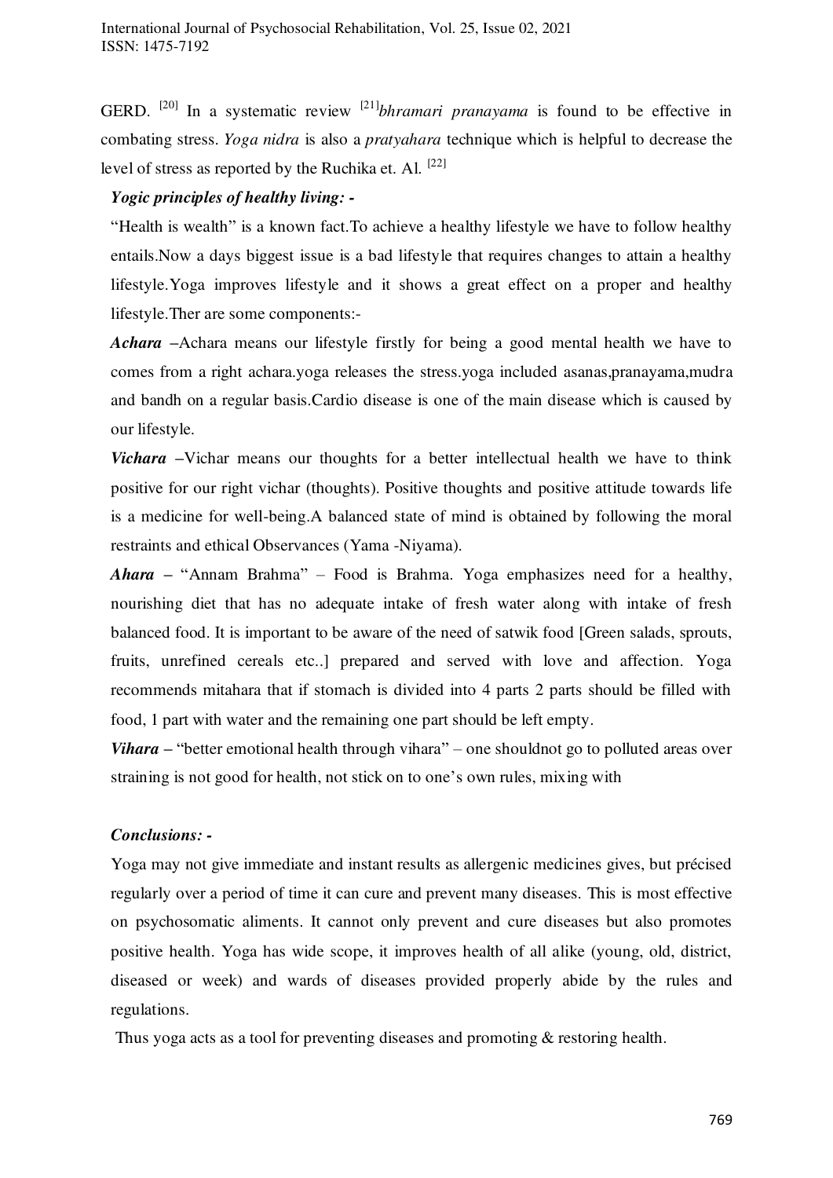GERD. [20] In a systematic review [21]*bhramari pranayama* is found to be effective in combating stress. *Yoga nidra* is also a *pratyahara* technique which is helpful to decrease the level of stress as reported by the Ruchika et. Al. [22]

***Yogic principles of healthy living: -***

"Health is wealth" is a known fact.To achieve a healthy lifestyle we have to follow healthy entails.Now a days biggest issue is a bad lifestyle that requires changes to attain a healthy lifestyle.Yoga improves lifestyle and it shows a great effect on a proper and healthy lifestyle.Ther are some components:-

***Achara*** –Achara means our lifestyle firstly for being a good mental health we have to comes from a right achara.yoga releases the stress.yoga included asanas,pranayama,mudra and bandh on a regular basis.Cardio disease is one of the main disease which is caused by our lifestyle.

***Vichara*** –Vichar means our thoughts for a better intellectual health we have to think positive for our right vichar (thoughts). Positive thoughts and positive attitude towards life is a medicine for well-being.A balanced state of mind is obtained by following the moral restraints and ethical Observances (Yama -Niyama).

***Ahara*** – "Annam Brahma" – Food is Brahma. Yoga emphasizes need for a healthy, nourishing diet that has no adequate intake of fresh water along with intake of fresh balanced food. It is important to be aware of the need of satwik food [Green salads, sprouts, fruits, unrefined cereals etc..] prepared and served with love and affection. Yoga recommends mitahara that if stomach is divided into 4 parts 2 parts should be filled with food, 1 part with water and the remaining one part should be left empty.

***Vihara*** – "better emotional health through vihara" – one shouldnot go to polluted areas over straining is not good for health, not stick on to one's own rules, mixing with

***Conclusions: -***

Yoga may not give immediate and instant results as allergenic medicines gives, but précised regularly over a period of time it can cure and prevent many diseases. This is most effective on psychosomatic aliments. It cannot only prevent and cure diseases but also promotes positive health. Yoga has wide scope, it improves health of all alike (young, old, district, diseased or week) and wards of diseases provided properly abide by the rules and regulations.

Thus yoga acts as a tool for preventing diseases and promoting & restoring health.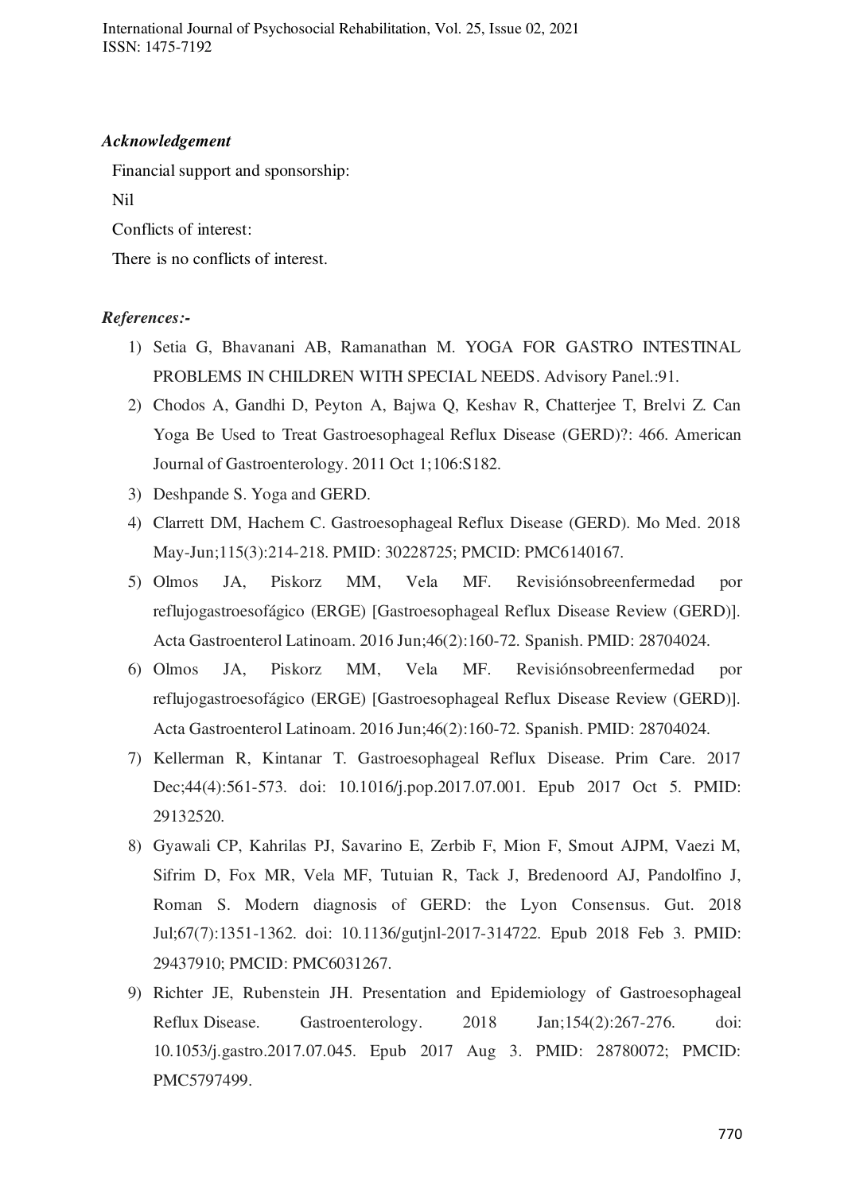***Acknowledgement***

Financial support and sponsorship:

Nil

Conflicts of interest:

There is no conflicts of interest.

***References:-***

1) Setia G, Bhavanani AB, Ramanathan M. YOGA FOR GASTRO INTESTINAL PROBLEMS IN CHILDREN WITH SPECIAL NEEDS. Advisory Panel.:91.
2) Chodos A, Gandhi D, Peyton A, Bajwa Q, Keshav R, Chatterjee T, Brelvi Z. Can Yoga Be Used to Treat Gastroesophageal Reflux Disease (GERD)?: 466. American Journal of Gastroenterology. 2011 Oct 1;106:S182.
3) Deshpande S. Yoga and GERD.
4) Clarrett DM, Hachem C. Gastroesophageal Reflux Disease (GERD). Mo Med. 2018 May-Jun;115(3):214-218. PMID: 30228725; PMCID: PMC6140167.
5) Olmos JA, Piskorz MM, Vela MF. Revisiónsobreenfermedad por reflujogastroesofágico (ERGE) [Gastroesophageal Reflux Disease Review (GERD)]. Acta Gastroenterol Latinoam. 2016 Jun;46(2):160-72. Spanish. PMID: 28704024.
6) Olmos JA, Piskorz MM, Vela MF. Revisiónsobreenfermedad por reflujogastroesofágico (ERGE) [Gastroesophageal Reflux Disease Review (GERD)]. Acta Gastroenterol Latinoam. 2016 Jun;46(2):160-72. Spanish. PMID: 28704024.
7) Kellerman R, Kintanar T. Gastroesophageal Reflux Disease. Prim Care. 2017 Dec;44(4):561-573. doi: 10.1016/j.pop.2017.07.001. Epub 2017 Oct 5. PMID: 29132520.
8) Gyawali CP, Kahrilas PJ, Savarino E, Zerbib F, Mion F, Smout AJPM, Vaezi M, Sifrim D, Fox MR, Vela MF, Tutuian R, Tack J, Bredenoord AJ, Pandolfino J, Roman S. Modern diagnosis of GERD: the Lyon Consensus. Gut. 2018 Jul;67(7):1351-1362. doi: 10.1136/gutjnl-2017-314722. Epub 2018 Feb 3. PMID: 29437910; PMCID: PMC6031267.
9) Richter JE, Rubenstein JH. Presentation and Epidemiology of Gastroesophageal Reflux Disease. Gastroenterology. 2018 Jan;154(2):267-276. doi: 10.1053/j.gastro.2017.07.045. Epub 2017 Aug 3. PMID: 28780072; PMCID: PMC5797499.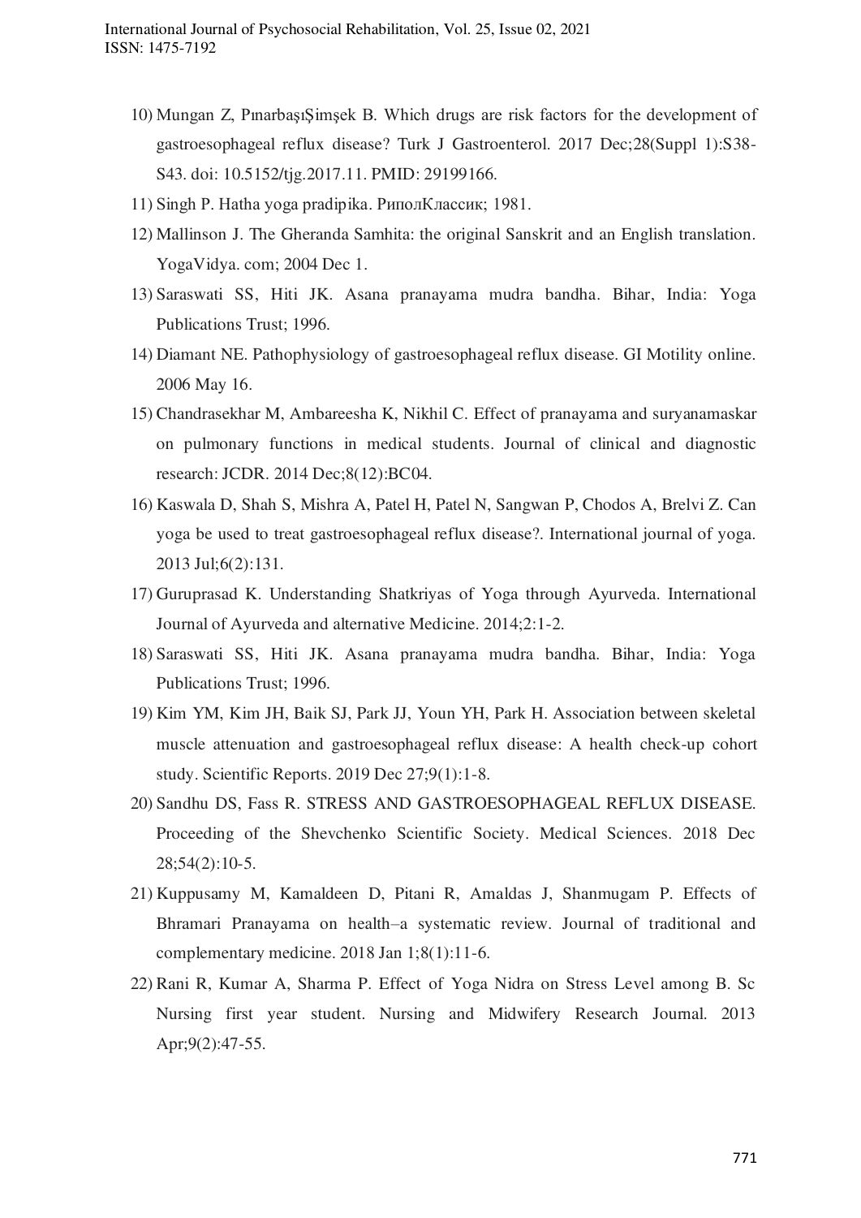10) Mungan Z, PınarbaşıŞimşek B. Which drugs are risk factors for the development of gastroesophageal reflux disease? Turk J Gastroenterol. 2017 Dec;28(Suppl 1):S38-S43. doi: 10.5152/tjg.2017.11. PMID: 29199166.
11) Singh P. Hatha yoga pradipika. РиполКлассик; 1981.
12) Mallinson J. The Gheranda Samhita: the original Sanskrit and an English translation. YogaVidya. com; 2004 Dec 1.
13) Saraswati SS, Hiti JK. Asana pranayama mudra bandha. Bihar, India: Yoga Publications Trust; 1996.
14) Diamant NE. Pathophysiology of gastroesophageal reflux disease. GI Motility online. 2006 May 16.
15) Chandrasekhar M, Ambareesha K, Nikhil C. Effect of pranayama and suryanamaskar on pulmonary functions in medical students. Journal of clinical and diagnostic research: JCDR. 2014 Dec;8(12):BC04.
16) Kaswala D, Shah S, Mishra A, Patel H, Patel N, Sangwan P, Chodos A, Brelvi Z. Can yoga be used to treat gastroesophageal reflux disease?. International journal of yoga. 2013 Jul;6(2):131.
17) Guruprasad K. Understanding Shatkriyas of Yoga through Ayurveda. International Journal of Ayurveda and alternative Medicine. 2014;2:1-2.
18) Saraswati SS, Hiti JK. Asana pranayama mudra bandha. Bihar, India: Yoga Publications Trust; 1996.
19) Kim YM, Kim JH, Baik SJ, Park JJ, Youn YH, Park H. Association between skeletal muscle attenuation and gastroesophageal reflux disease: A health check-up cohort study. Scientific Reports. 2019 Dec 27;9(1):1-8.
20) Sandhu DS, Fass R. STRESS AND GASTROESOPHAGEAL REFLUX DISEASE. Proceeding of the Shevchenko Scientific Society. Medical Sciences. 2018 Dec 28;54(2):10-5.
21) Kuppusamy M, Kamaldeen D, Pitani R, Amaldas J, Shanmugam P. Effects of Bhramari Pranayama on health–a systematic review. Journal of traditional and complementary medicine. 2018 Jan 1;8(1):11-6.
22) Rani R, Kumar A, Sharma P. Effect of Yoga Nidra on Stress Level among B. Sc Nursing first year student. Nursing and Midwifery Research Journal. 2013 Apr;9(2):47-55.